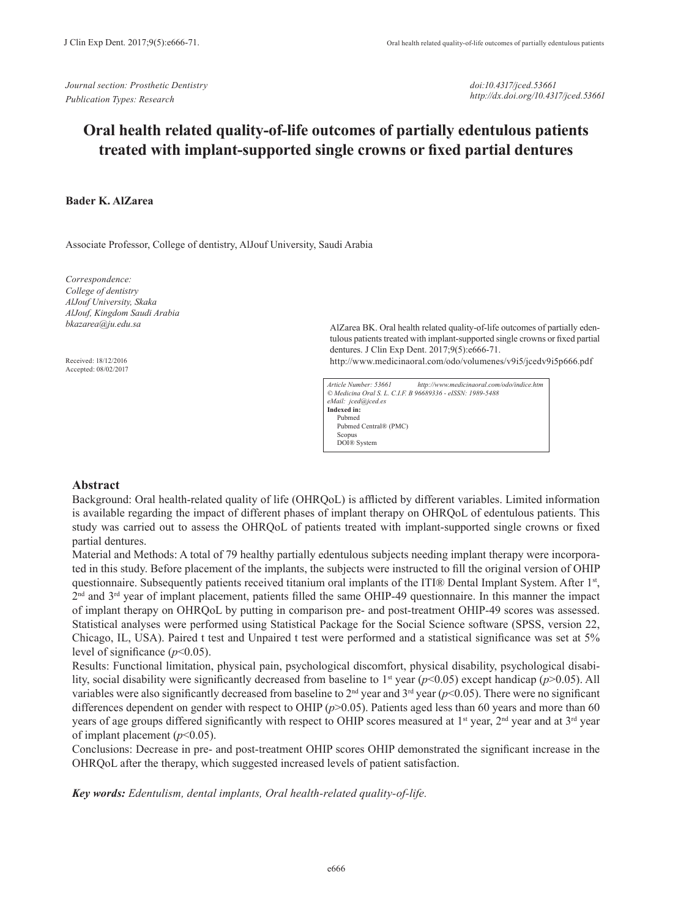*Journal section: Prosthetic Dentistry*
*Publication Types: Research*

*doi:10.4317/jced.53661*
*http://dx.doi.org/10.4317/jced.53661*

# Oral health related quality-of-life outcomes of partially edentulous patients treated with implant-supported single crowns or fixed partial dentures

**Bader K. AlZarea**

Associate Professor, College of dentistry, AlJouf University, Saudi Arabia

*Correspondence:*
*College of dentistry*
*AlJouf University, Skaka*
*AlJouf, Kingdom Saudi Arabia*
*bkazarea@ju.edu.sa*

Received: 18/12/2016
Accepted: 08/02/2017

AlZarea BK. Oral health related quality-of-life outcomes of partially edentulous patients treated with implant-supported single crowns or fixed partial dentures. J Clin Exp Dent. 2017;9(5):e666-71.
http://www.medicinaoral.com/odo/volumenes/v9i5/jcedv9i5p666.pdf

*Article Number: 53661 http://www.medicinaoral.com/odo/indice.htm*
*© Medicina Oral S. L. C.I.F. B 96689336 - eISSN: 1989-5488*
*eMail: jced@jced.es*
**Indexed in:**
Pubmed
Pubmed Central® (PMC)
Scopus
DOI® System

## Abstract

Background: Oral health-related quality of life (OHRQoL) is afflicted by different variables. Limited information is available regarding the impact of different phases of implant therapy on OHRQoL of edentulous patients. This study was carried out to assess the OHRQoL of patients treated with implant-supported single crowns or fixed partial dentures.

Material and Methods: A total of 79 healthy partially edentulous subjects needing implant therapy were incorporated in this study. Before placement of the implants, the subjects were instructed to fill the original version of OHIP questionnaire. Subsequently patients received titanium oral implants of the ITI® Dental Implant System. After 1st, 2nd and 3rd year of implant placement, patients filled the same OHIP-49 questionnaire. In this manner the impact of implant therapy on OHRQoL by putting in comparison pre- and post-treatment OHIP-49 scores was assessed. Statistical analyses were performed using Statistical Package for the Social Science software (SPSS, version 22, Chicago, IL, USA). Paired t test and Unpaired t test were performed and a statistical significance was set at 5% level of significance ($p<0.05$).

Results: Functional limitation, physical pain, psychological discomfort, physical disability, psychological disability, social disability were significantly decreased from baseline to 1st year ($p<0.05$) except handicap ($p>0.05$). All variables were also significantly decreased from baseline to 2nd year and 3rd year ($p<0.05$). There were no significant differences dependent on gender with respect to OHIP ($p>0.05$). Patients aged less than 60 years and more than 60 years of age groups differed significantly with respect to OHIP scores measured at 1st year, 2nd year and at 3rd year of implant placement ($p<0.05$).

Conclusions: Decrease in pre- and post-treatment OHIP scores OHIP demonstrated the significant increase in the OHRQoL after the therapy, which suggested increased levels of patient satisfaction.

***Key words:*** *Edentulism, dental implants, Oral health-related quality-of-life.*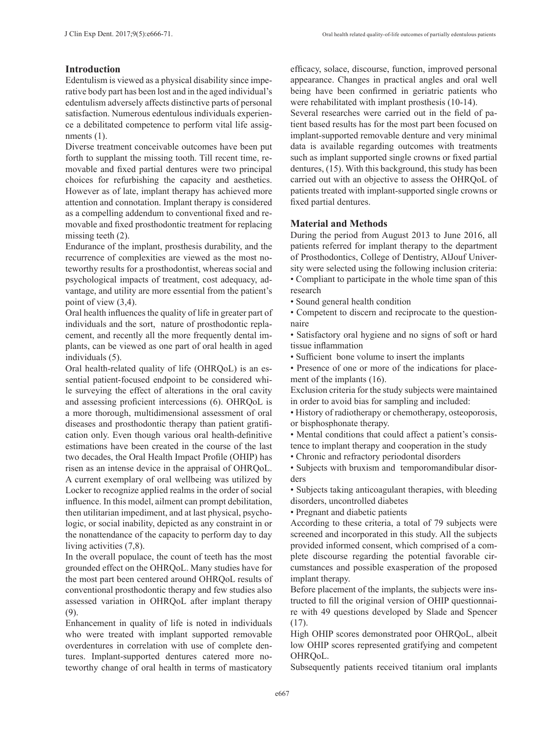## Introduction

Edentulism is viewed as a physical disability since imperative body part has been lost and in the aged individual's edentulism adversely affects distinctive parts of personal satisfaction. Numerous edentulous individuals experience a debilitated competence to perform vital life assignments (1).

Diverse treatment conceivable outcomes have been put forth to supplant the missing tooth. Till recent time, removable and fixed partial dentures were two principal choices for refurbishing the capacity and aesthetics. However as of late, implant therapy has achieved more attention and connotation. Implant therapy is considered as a compelling addendum to conventional fixed and removable and fixed prosthodontic treatment for replacing missing teeth (2).

Endurance of the implant, prosthesis durability, and the recurrence of complexities are viewed as the most noteworthy results for a prosthodontist, whereas social and psychological impacts of treatment, cost adequacy, advantage, and utility are more essential from the patient's point of view (3,4).

Oral health influences the quality of life in greater part of individuals and the sort, nature of prosthodontic replacement, and recently all the more frequently dental implants, can be viewed as one part of oral health in aged individuals (5).

Oral health-related quality of life (OHRQoL) is an essential patient-focused endpoint to be considered while surveying the effect of alterations in the oral cavity and assessing proficient intercessions (6). OHRQoL is a more thorough, multidimensional assessment of oral diseases and prosthodontic therapy than patient gratification only. Even though various oral health-definitive estimations have been created in the course of the last two decades, the Oral Health Impact Profile (OHIP) has risen as an intense device in the appraisal of OHRQoL. A current exemplary of oral wellbeing was utilized by Locker to recognize applied realms in the order of social influence. In this model, ailment can prompt debilitation, then utilitarian impediment, and at last physical, psychologic, or social inability, depicted as any constraint in or the nonattendance of the capacity to perform day to day living activities (7,8).

In the overall populace, the count of teeth has the most grounded effect on the OHRQoL. Many studies have for the most part been centered around OHRQoL results of conventional prosthodontic therapy and few studies also assessed variation in OHRQoL after implant therapy (9).

Enhancement in quality of life is noted in individuals who were treated with implant supported removable overdentures in correlation with use of complete dentures. Implant-supported dentures catered more noteworthy change of oral health in terms of masticatory efficacy, solace, discourse, function, improved personal appearance. Changes in practical angles and oral well being have been confirmed in geriatric patients who were rehabilitated with implant prosthesis (10-14).

Several researches were carried out in the field of patient based results has for the most part been focused on implant-supported removable denture and very minimal data is available regarding outcomes with treatments such as implant supported single crowns or fixed partial dentures, (15). With this background, this study has been carried out with an objective to assess the OHRQoL of patients treated with implant-supported single crowns or fixed partial dentures.

## Material and Methods

During the period from August 2013 to June 2016, all patients referred for implant therapy to the department of Prosthodontics, College of Dentistry, AlJouf University were selected using the following inclusion criteria:

- Compliant to participate in the whole time span of this research
- Sound general health condition
- Competent to discern and reciprocate to the questionnaire
- Satisfactory oral hygiene and no signs of soft or hard tissue inflammation
- Sufficient bone volume to insert the implants
- Presence of one or more of the indications for placement of the implants (16).

Exclusion criteria for the study subjects were maintained in order to avoid bias for sampling and included:

- History of radiotherapy or chemotherapy, osteoporosis, or bisphosphonate therapy.
- Mental conditions that could affect a patient's consistence to implant therapy and cooperation in the study
- Chronic and refractory periodontal disorders
- Subjects with bruxism and temporomandibular disorders
- Subjects taking anticoagulant therapies, with bleeding disorders, uncontrolled diabetes
- Pregnant and diabetic patients

According to these criteria, a total of 79 subjects were screened and incorporated in this study. All the subjects provided informed consent, which comprised of a complete discourse regarding the potential favorable circumstances and possible exasperation of the proposed implant therapy.

Before placement of the implants, the subjects were instructed to fill the original version of OHIP questionnaire with 49 questions developed by Slade and Spencer (17).

High OHIP scores demonstrated poor OHRQoL, albeit low OHIP scores represented gratifying and competent OHRQoL.

Subsequently patients received titanium oral implants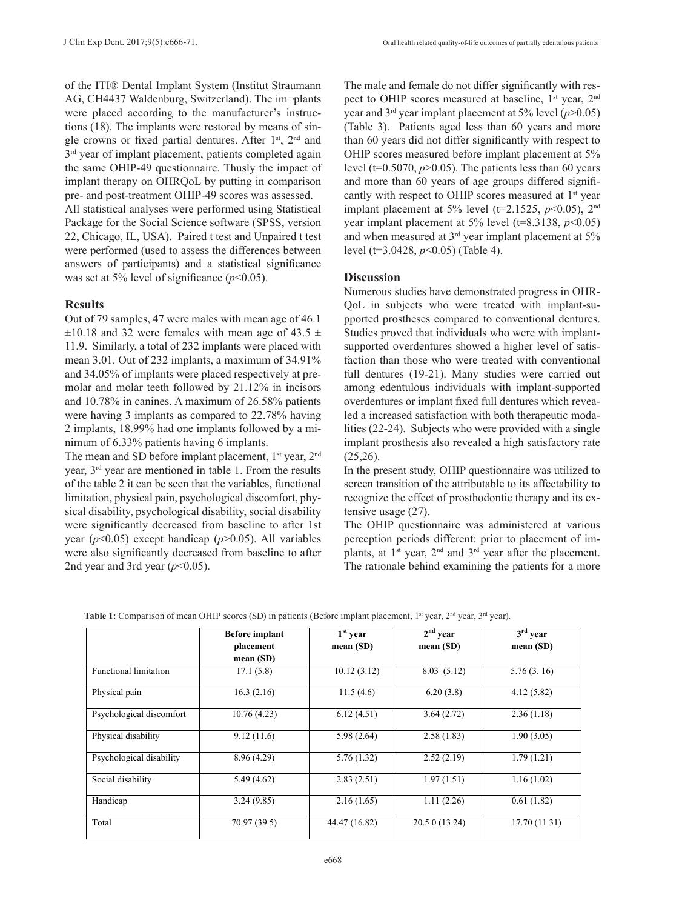of the ITI® Dental Implant System (Institut Straumann AG, CH4437 Waldenburg, Switzerland). The im¬plants were placed according to the manufacturer's instructions (18). The implants were restored by means of single crowns or fixed partial dentures. After 1st, 2nd and 3rd year of implant placement, patients completed again the same OHIP-49 questionnaire. Thusly the impact of implant therapy on OHRQoL by putting in comparison pre- and post-treatment OHIP-49 scores was assessed.

All statistical analyses were performed using Statistical Package for the Social Science software (SPSS, version 22, Chicago, IL, USA). Paired t test and Unpaired t test were performed (used to assess the differences between answers of participants) and a statistical significance was set at 5% level of significance ($p<0.05$).

## Results

Out of 79 samples, 47 were males with mean age of 46.1 $\pm 10.18$ and 32 were females with mean age of 43.5 $\pm$ 11.9. Similarly, a total of 232 implants were placed with mean 3.01. Out of 232 implants, a maximum of 34.91% and 34.05% of implants were placed respectively at premolar and molar teeth followed by 21.12% in incisors and 10.78% in canines. A maximum of 26.58% patients were having 3 implants as compared to 22.78% having 2 implants, 18.99% had one implants followed by a minimum of 6.33% patients having 6 implants.

The mean and SD before implant placement, 1st year, 2nd year, 3rd year are mentioned in table 1. From the results of the table 2 it can be seen that the variables, functional limitation, physical pain, psychological discomfort, physical disability, psychological disability, social disability were significantly decreased from baseline to after 1st year ($p<0.05$) except handicap ($p>0.05$). All variables were also significantly decreased from baseline to after 2nd year and 3rd year ($p<0.05$).

The male and female do not differ significantly with respect to OHIP scores measured at baseline, 1st year, 2nd year and 3rd year implant placement at 5% level ($p>0.05$) (Table 3). Patients aged less than 60 years and more than 60 years did not differ significantly with respect to OHIP scores measured before implant placement at 5% level ($t=0.5070$, $p>0.05$). The patients less than 60 years and more than 60 years of age groups differed significantly with respect to OHIP scores measured at 1st year implant placement at 5% level ($t=2.1525$, $p<0.05$), 2nd year implant placement at 5% level ($t=8.3138$, $p<0.05$) and when measured at 3rd year implant placement at 5% level ($t=3.0428$, $p<0.05$) (Table 4).

## Discussion

Numerous studies have demonstrated progress in OHRQoL in subjects who were treated with implant-supported prostheses compared to conventional dentures. Studies proved that individuals who were with implant-supported overdentures showed a higher level of satisfaction than those who were treated with conventional full dentures (19-21). Many studies were carried out among edentulous individuals with implant-supported overdentures or implant fixed full dentures which revealed a increased satisfaction with both therapeutic modalities (22-24). Subjects who were provided with a single implant prosthesis also revealed a high satisfactory rate (25,26).

In the present study, OHIP questionnaire was utilized to screen transition of the attributable to its affectability to recognize the effect of prosthodontic therapy and its extensive usage (27).

The OHIP questionnaire was administered at various perception periods different: prior to placement of implants, at 1st year, 2nd and 3rd year after the placement. The rationale behind examining the patients for a more

**Table 1:** Comparison of mean OHIP scores (SD) in patients (Before implant placement, 1st year, 2nd year, 3rd year).

| | Before implant placement mean (SD) | 1st year mean (SD) | 2nd year mean (SD) | 3rd year mean (SD) |
|---|---|---|---|---|
| Functional limitation | 17.1 (5.8) | 10.12 (3.12) | 8.03 (5.12) | 5.76 (3. 16) |
| Physical pain | 16.3 (2.16) | 11.5 (4.6) | 6.20 (3.8) | 4.12 (5.82) |
| Psychological discomfort | 10.76 (4.23) | 6.12 (4.51) | 3.64 (2.72) | 2.36 (1.18) |
| Physical disability | 9.12 (11.6) | 5.98 (2.64) | 2.58 (1.83) | 1.90 (3.05) |
| Psychological disability | 8.96 (4.29) | 5.76 (1.32) | 2.52 (2.19) | 1.79 (1.21) |
| Social disability | 5.49 (4.62) | 2.83 (2.51) | 1.97 (1.51) | 1.16 (1.02) |
| Handicap | 3.24 (9.85) | 2.16 (1.65) | 1.11 (2.26) | 0.61 (1.82) |
| Total | 70.97 (39.5) | 44.47 (16.82) | 20.5 0 (13.24) | 17.70 (11.31) |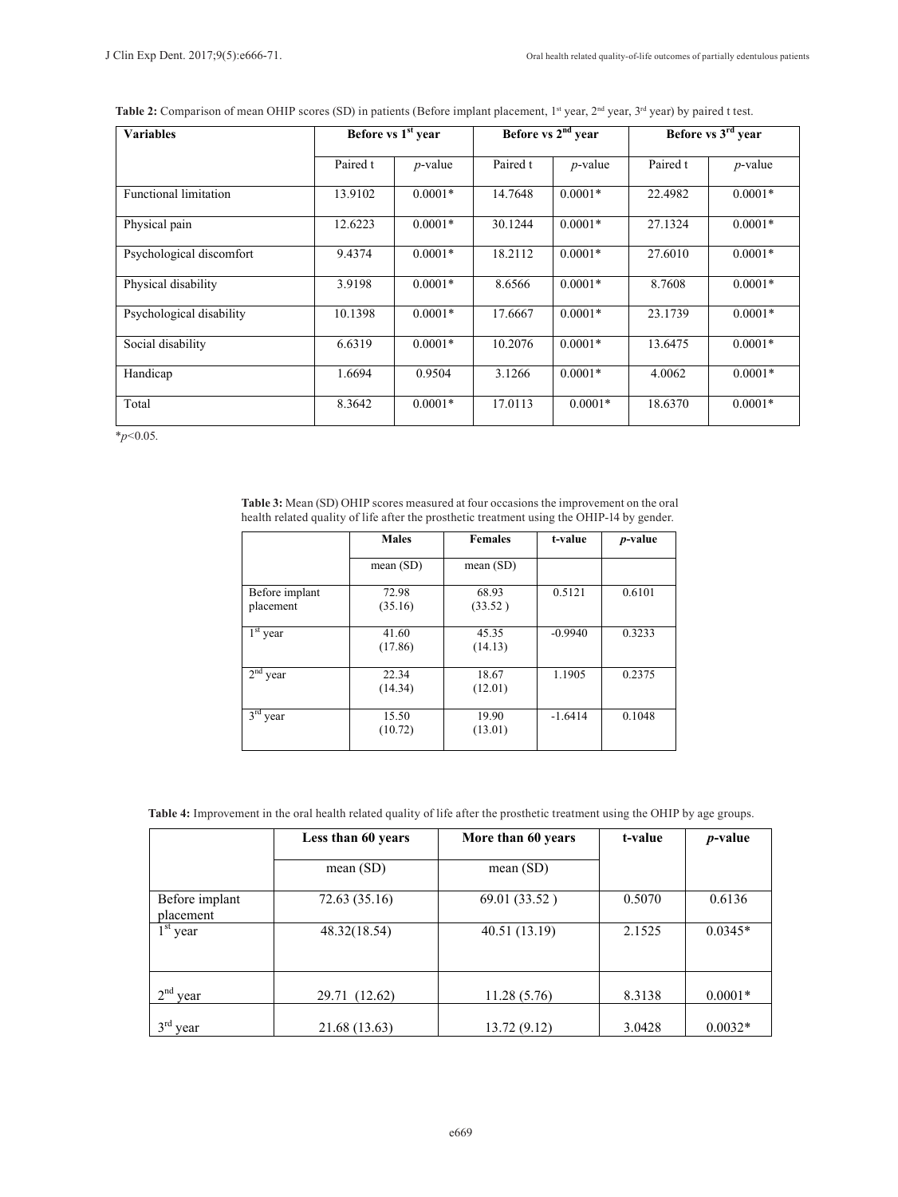**Table 2:** Comparison of mean OHIP scores (SD) in patients (Before implant placement, 1st year, 2nd year, 3rd year) by paired t test.

| Variables | Before vs 1st year | | Before vs 2nd year | | Before vs 3rd year | |
|---|---|---|---|---|---|---|
| | Paired t | *p*-value | Paired t | *p*-value | Paired t | *p*-value |
| Functional limitation | 13.9102 | 0.0001* | 14.7648 | 0.0001* | 22.4982 | 0.0001* |
| Physical pain | 12.6223 | 0.0001* | 30.1244 | 0.0001* | 27.1324 | 0.0001* |
| Psychological discomfort | 9.4374 | 0.0001* | 18.2112 | 0.0001* | 27.6010 | 0.0001* |
| Physical disability | 3.9198 | 0.0001* | 8.6566 | 0.0001* | 8.7608 | 0.0001* |
| Psychological disability | 10.1398 | 0.0001* | 17.6667 | 0.0001* | 23.1739 | 0.0001* |
| Social disability | 6.6319 | 0.0001* | 10.2076 | 0.0001* | 13.6475 | 0.0001* |
| Handicap | 1.6694 | 0.9504 | 3.1266 | 0.0001* | 4.0062 | 0.0001* |
| Total | 8.3642 | 0.0001* | 17.0113 | 0.0001* | 18.6370 | 0.0001* |

*$p<0.05$.

**Table 3:** Mean (SD) OHIP scores measured at four occasions the improvement on the oral health related quality of life after the prosthetic treatment using the OHIP-14 by gender.

| | Males | Females | t-value | *p*-value |
|---|---|---|---|---|
| | mean (SD) | mean (SD) | | |
| Before implant placement | 72.98 (35.16) | 68.93 (33.52 ) | 0.5121 | 0.6101 |
| 1st year | 41.60 (17.86) | 45.35 (14.13) | -0.9940 | 0.3233 |
| 2nd year | 22.34 (14.34) | 18.67 (12.01) | 1.1905 | 0.2375 |
| 3rd year | 15.50 (10.72) | 19.90 (13.01) | -1.6414 | 0.1048 |

**Table 4:** Improvement in the oral health related quality of life after the prosthetic treatment using the OHIP by age groups.

| | Less than 60 years | More than 60 years | t-value | *p*-value |
|---|---|---|---|---|
| | mean (SD) | mean (SD) | | |
| Before implant placement | 72.63 (35.16) | 69.01 (33.52 ) | 0.5070 | 0.6136 |
| 1st year | 48.32(18.54) | 40.51 (13.19) | 2.1525 | 0.0345* |
| 2nd year | 29.71 (12.62) | 11.28 (5.76) | 8.3138 | 0.0001* |
| 3rd year | 21.68 (13.63) | 13.72 (9.12) | 3.0428 | 0.0032* |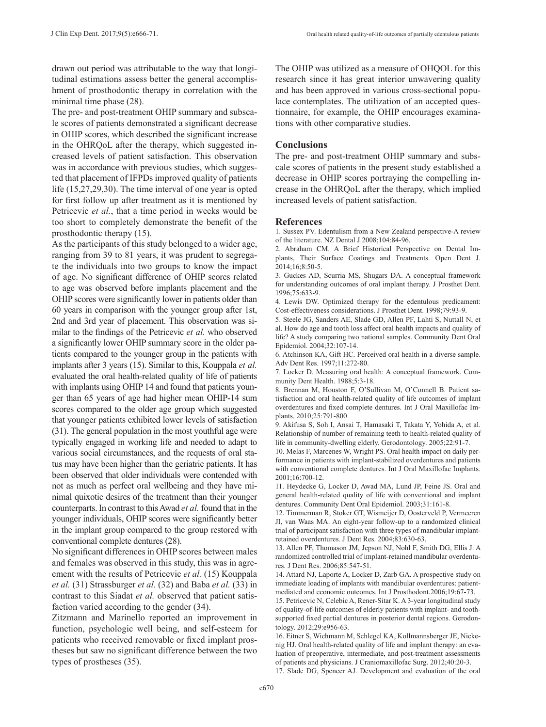drawn out period was attributable to the way that longitudinal estimations assess better the general accomplishment of prosthodontic therapy in correlation with the minimal time phase (28).

The pre- and post-treatment OHIP summary and subscale scores of patients demonstrated a significant decrease in OHIP scores, which described the significant increase in the OHRQoL after the therapy, which suggested increased levels of patient satisfaction. This observation was in accordance with previous studies, which suggested that placement of IFPDs improved quality of patients life (15,27,29,30). The time interval of one year is opted for first follow up after treatment as it is mentioned by Petricevic *et al.*, that a time period in weeks would be too short to completely demonstrate the benefit of the prosthodontic therapy (15).

As the participants of this study belonged to a wider age, ranging from 39 to 81 years, it was prudent to segregate the individuals into two groups to know the impact of age. No significant difference of OHIP scores related to age was observed before implants placement and the OHIP scores were significantly lower in patients older than 60 years in comparison with the younger group after 1st, 2nd and 3rd year of placement. This observation was similar to the findings of the Petricevic *et al.* who observed a significantly lower OHIP summary score in the older patients compared to the younger group in the patients with implants after 3 years (15). Similar to this, Kouppala *et al.* evaluated the oral health-related quality of life of patients with implants using OHIP 14 and found that patients younger than 65 years of age had higher mean OHIP-14 sum scores compared to the older age group which suggested that younger patients exhibited lower levels of satisfaction (31). The general population in the most youthful age were typically engaged in working life and needed to adapt to various social circumstances, and the requests of oral status may have been higher than the geriatric patients. It has been observed that older individuals were contended with not as much as perfect oral wellbeing and they have minimal quixotic desires of the treatment than their younger counterparts. In contrast to this Awad *et al.* found that in the younger individuals, OHIP scores were significantly better in the implant group compared to the group restored with conventional complete dentures (28).

No significant differences in OHIP scores between males and females was observed in this study, this was in agreement with the results of Petricevic *et al.* (15) Kouppala *et al.* (31) Strassburger *et al.* (32) and Baba *et al.* (33) in contrast to this Siadat *et al.* observed that patient satisfaction varied according to the gender (34).

Zitzmann and Marinello reported an improvement in function, psychologic well being, and self-esteem for patients who received removable or fixed implant prostheses but saw no significant difference between the two types of prostheses (35).

The OHIP was utilized as a measure of OHQOL for this research since it has great interior unwavering quality and has been approved in various cross-sectional populace contemplates. The utilization of an accepted questionnaire, for example, the OHIP encourages examinations with other comparative studies.

## Conclusions

The pre- and post-treatment OHIP summary and subscale scores of patients in the present study established a decrease in OHIP scores portraying the compelling increase in the OHRQoL after the therapy, which implied increased levels of patient satisfaction.

## References

1. Sussex PV. Edentulism from a New Zealand perspective-A review of the literature. NZ Dental J.2008;104:84-96.
2. Abraham CM. A Brief Historical Perspective on Dental Implants, Their Surface Coatings and Treatments. Open Dent J. 2014;16;8:50-5.
3. Guckes AD, Scurria MS, Shugars DA. A conceptual framework for understanding outcomes of oral implant therapy. J Prosthet Dent. 1996;75:633-9.
4. Lewis DW. Optimized therapy for the edentulous predicament: Cost-effectiveness considerations. J Prosthet Dent. 1998;79:93-9.
5. Steele JG, Sanders AE, Slade GD, Allen PF, Lahti S, Nuttall N, et al. How do age and tooth loss affect oral health impacts and quality of life? A study comparing two national samples. Community Dent Oral Epidemiol. 2004;32:107-14.
6. Atchinson KA, Gift HC. Perceived oral health in a diverse sample. Adv Dent Res. 1997;11:272-80.
7. Locker D. Measuring oral health: A conceptual framework. Community Dent Health. 1988;5:3-18.
8. Brennan M, Houston F, O'Sullivan M, O'Connell B. Patient satisfaction and oral health-related quality of life outcomes of implant overdentures and fixed complete dentures. Int J Oral Maxillofac Implants. 2010;25:791-800.
9. Akifusa S, Soh I, Ansai T, Hamasaki T, Takata Y, Yohida A, et al. Relationship of number of remaining teeth to health-related quality of life in community-dwelling elderly. Gerodontology. 2005;22:91-7.
10. Melas F, Marcenes W, Wright PS. Oral health impact on daily performance in patients with implant-stabilized overdentures and patients with conventional complete dentures. Int J Oral Maxillofac Implants. 2001;16:700-12.
11. Heydecke G, Locker D, Awad MA, Lund JP, Feine JS. Oral and general health-related quality of life with conventional and implant dentures. Community Dent Oral Epidemiol. 2003;31:161-8.
12. Timmerman R, Stoker GT, Wismeijer D, Oosterveld P, Vermeeren JI, van Waas MA. An eight-year follow-up to a randomized clinical trial of participant satisfaction with three types of mandibular implant-retained overdentures. J Dent Res. 2004;83:630-63.
13. Allen PF, Thomason JM, Jepson NJ, Nohl F, Smith DG, Ellis J. A randomized controlled trial of implant-retained mandibular overdentures. J Dent Res. 2006;85:547-51.
14. Attard NJ, Laporte A, Locker D, Zarb GA. A prospective study on immediate loading of implants with mandibular overdentures: patient-mediated and economic outcomes. Int J Prosthodont.2006;19:67-73.
15. Petricevic N, Celebic A, Rener-Sitar K. A 3-year longitudinal study of quality-of-life outcomes of elderly patients with implant- and tooth-supported fixed partial dentures in posterior dental regions. Gerodontology. 2012;29:e956-63.
16. Eitner S, Wichmann M, Schlegel KA, Kollmannsberger JE, Nickenig HJ. Oral health-related quality of life and implant therapy: an evaluation of preoperative, intermediate, and post-treatment assessments of patients and physicians. J Craniomaxillofac Surg. 2012;40:20-3.
17. Slade DG, Spencer AJ. Development and evaluation of the oral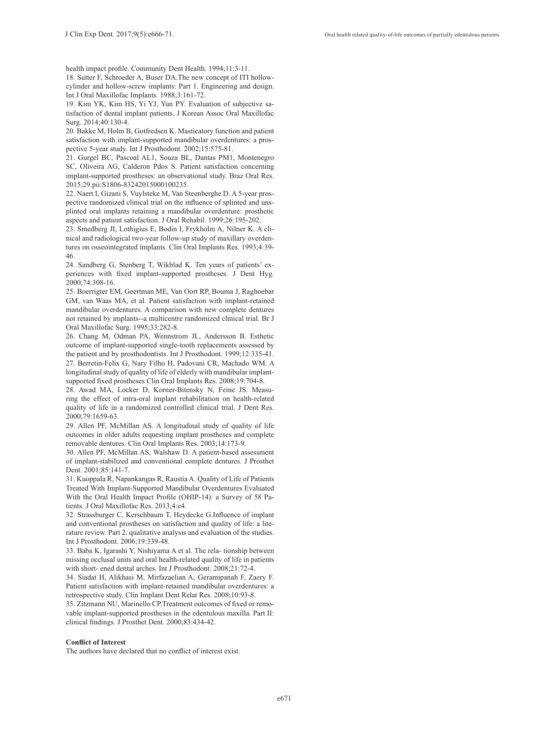health impact profile. Community Dent Health. 1994;11:3-11.

18. Sutter F, Schroeder A, Buser DA.The new concept of ITI hollow-cylinder and hollow-screw implants: Part 1. Engineering and design. Int J Oral Maxillofac Implants. 1988;3:161-72.

19. Kim YK, Kim HS, Yi YJ, Yun PY. Evaluation of subjective satisfaction of dental implant patients. J Korean Assoc Oral Maxillofac Surg. 2014;40:130-4.

20. Bakke M, Holm B, Gotfredsen K. Masticatory function and patient satisfaction with implant-supported mandibular overdentures: a prospective 5-year study. Int J Prosthodont. 2002;15:575-81.

21. Gurgel BC, Pascoal AL1, Souza BL, Dantas PM1, Montenegro SC, Oliveira AG, Calderon Pdos S. Patient satisfaction concerning implant-supported prostheses: an observational study. Braz Oral Res. 2015;29.pii:S1806-83242015000100235.

22. Naert I, Gizani S, Vuylsteke M, Van Steenberghe D. A 5-year prospective randomized clinical trial on the influence of splinted and unsplinted oral implants retaining a mandibular overdenture: prosthetic aspects and patient satisfaction. J Oral Rehabil. 1999;26:195-202.

23. Smedberg JI, Lothigius E, Bodin I, Frykholm A, Nilner K. A clinical and radiological two-year follow-up study of maxillary overdentures on osseointegrated implants. Clin Oral Implants Res. 1993;4:39-46.

24. Sandberg G, Stenberg T, Wikblad K. Ten years of patients' experiences with fixed implant-supported prostheses. J Dent Hyg. 2000;74:308-16.

25. Boerrigter EM, Geertman ME, Van Oort RP, Bouma J, Raghoebar GM, van Waas MA, et al. Patient satisfaction with implant-retained mandibular overdentures. A comparison with new complete dentures not retained by implants--a multicentre randomized clinical trial. Br J Oral Maxillofac Surg. 1995;33:282-8.

26. Chang M, Odman PA, Wennstrom JL, Andersson B. Esthetic outcome of implant-supported single-tooth replacements assessed by the patient and by prosthodontists. Int J Prosthodont. 1999;12:335-41.

27. Berretin-Felix G, Nary Filho H, Padovani CR, Machado WM. A longitudinal study of quality of life of elderly with mandibular implant-supported fixed prostheses Clin Oral Implants Res. 2008;19:704-8.

28. Awad MA, Locker D, Korner-Bitensky N, Feine JS. Measuring the effect of intra-oral implant rehabilitation on health-related quality of life in a randomized controlled clinical trial. J Dent Res. 2000;79:1659-63.

29. Allen PF, McMillan AS. A longitudinal study of quality of life outcomes in older adults requesting implant prostheses and complete removable dentures. Clin Oral Implants Res. 2003;14:173-9.

30. Allen PF, McMillan AS, Walshaw D. A patient-based assessment of implant-stabilized and conventional complete dentures. J Prosthet Dent. 2001;85:141-7.

31. Kuoppala R, Napankangas R, Raustia A. Quality of Life of Patients Treated With Implant-Supported Mandibular Overdentures Evaluated With the Oral Health Impact Profile (OHIP-14): a Survey of 58 Patients. J Oral Maxillofac Res. 2013;4:e4.

32. Strassburger C, Kerschbaum T, Heydecke G.Influence of implant and conventional prostheses on satisfaction and quality of life: a literature review. Part 2: qualitative analysis and evaluation of the studies. Int J Prosthodont. 2006;19:339-48.

33. Baba K, Igarashi Y, Nishiyama A et al. The rela- tionship between missing occlusal units and oral health-related quality of life in patients with short- ened dental arches. Int J Prosthodont. 2008;21:72-4.

34. Siadat H, Alikhasi M, Mirfazaelian A, Geramipanah F, Zaery F. Patient satisfaction with implant-retained mandibular overdentures: a retrospective study. Clin Implant Dent Relat Res. 2008;10:93-8.

35. Zitzmann NU, Marinello CP.Treatment outcomes of fixed or removable implant-supported prostheses in the edentulous maxilla. Part II: clinical findings. J Prosthet Dent. 2000;83:434-42.

**Conflict of Interest**

The authors have declared that no conflict of interest exist.